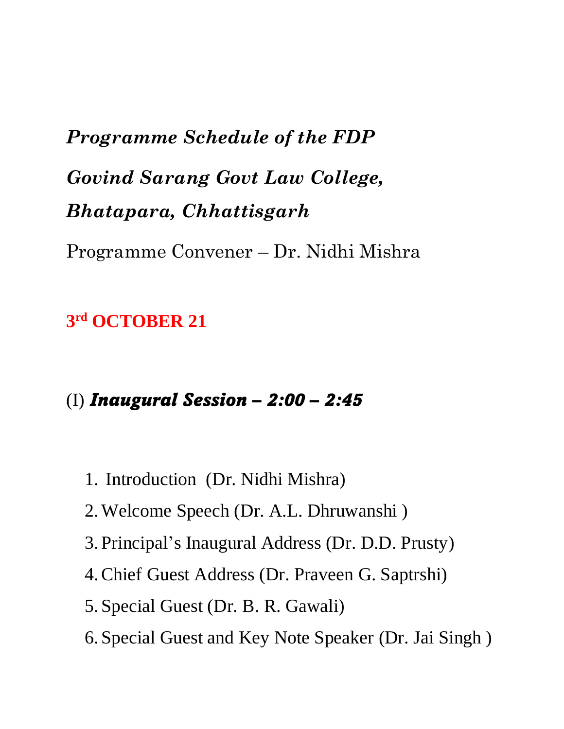# *Programme Schedule of the FDP*

## *Govind Sarang Govt Law College, Bhatapara, Chhattisgarh*

Programme Convener – Dr. Nidhi Mishra

**3rd OCTOBER 21**

### (I) ***Inaugural Session – 2:00 – 2:45***

1. Introduction (Dr. Nidhi Mishra)
2. Welcome Speech (Dr. A.L. Dhruwanshi )
3. Principal's Inaugural Address (Dr. D.D. Prusty)
4. Chief Guest Address (Dr. Praveen G. Saptrshi)
5. Special Guest (Dr. B. R. Gawali)
6. Special Guest and Key Note Speaker (Dr. Jai Singh )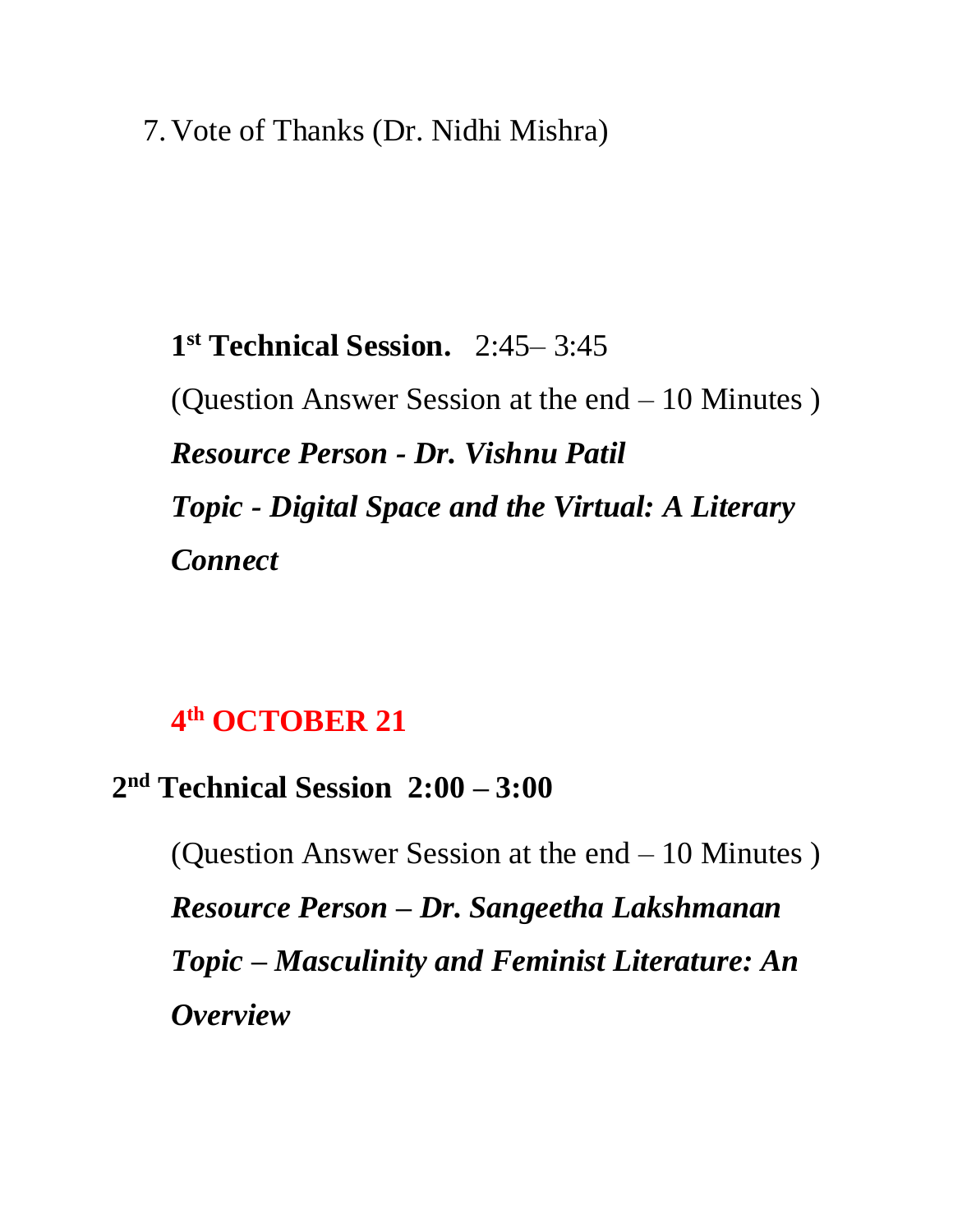7. Vote of Thanks (Dr. Nidhi Mishra)

**1st Technical Session.** 2:45– 3:45

(Question Answer Session at the end – 10 Minutes )

***Resource Person - Dr. Vishnu Patil***

***Topic - Digital Space and the Virtual: A Literary Connect***

**4th OCTOBER 21**

**2nd Technical Session 2:00 – 3:00**

(Question Answer Session at the end – 10 Minutes )

***Resource Person – Dr. Sangeetha Lakshmanan***

***Topic – Masculinity and Feminist Literature: An Overview***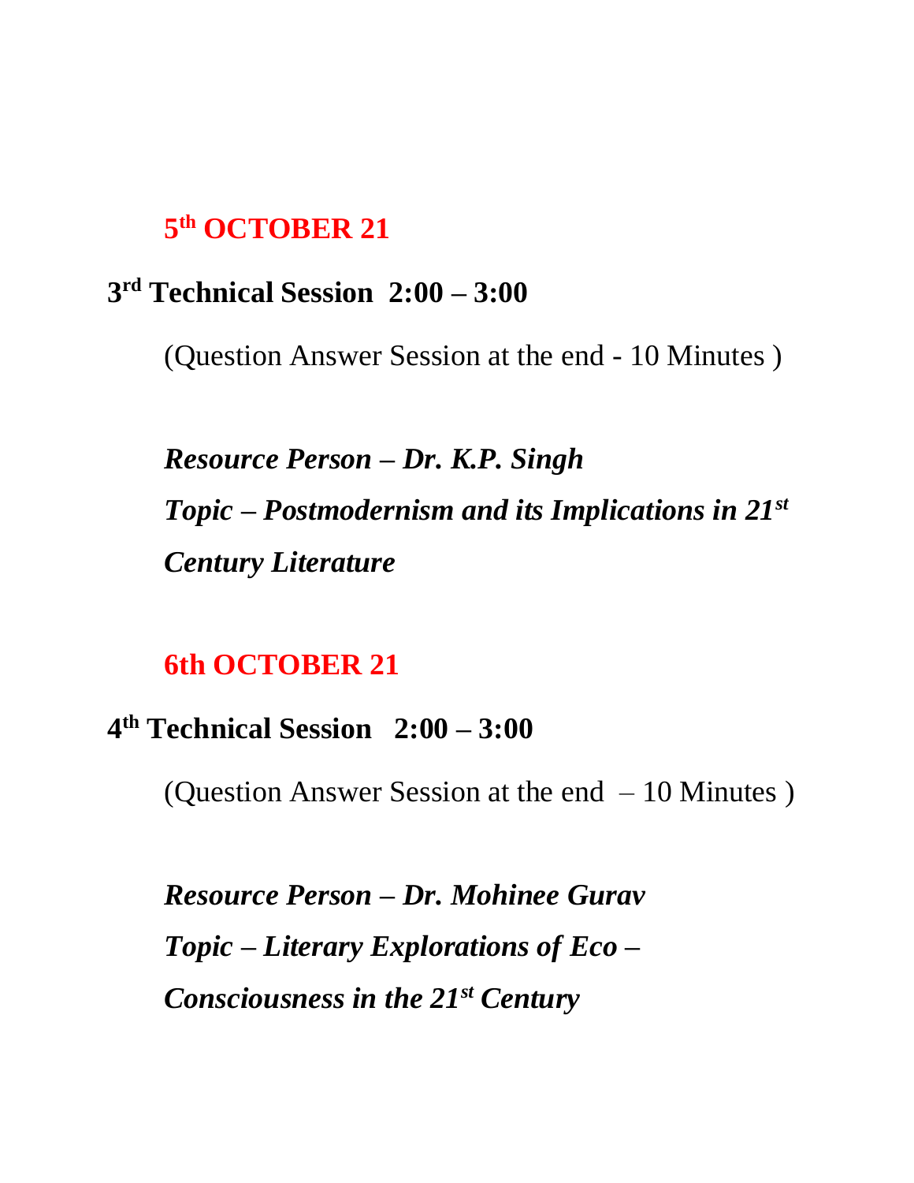## 5th OCTOBER 21

### 3rd Technical Session 2:00 – 3:00

(Question Answer Session at the end - 10 Minutes )

***Resource Person – Dr. K.P. Singh***

***Topic – Postmodernism and its Implications in 21st Century Literature***

## 6th OCTOBER 21

### 4th Technical Session 2:00 – 3:00

(Question Answer Session at the end – 10 Minutes )

***Resource Person – Dr. Mohinee Gurav***

***Topic – Literary Explorations of Eco – Consciousness in the 21st Century***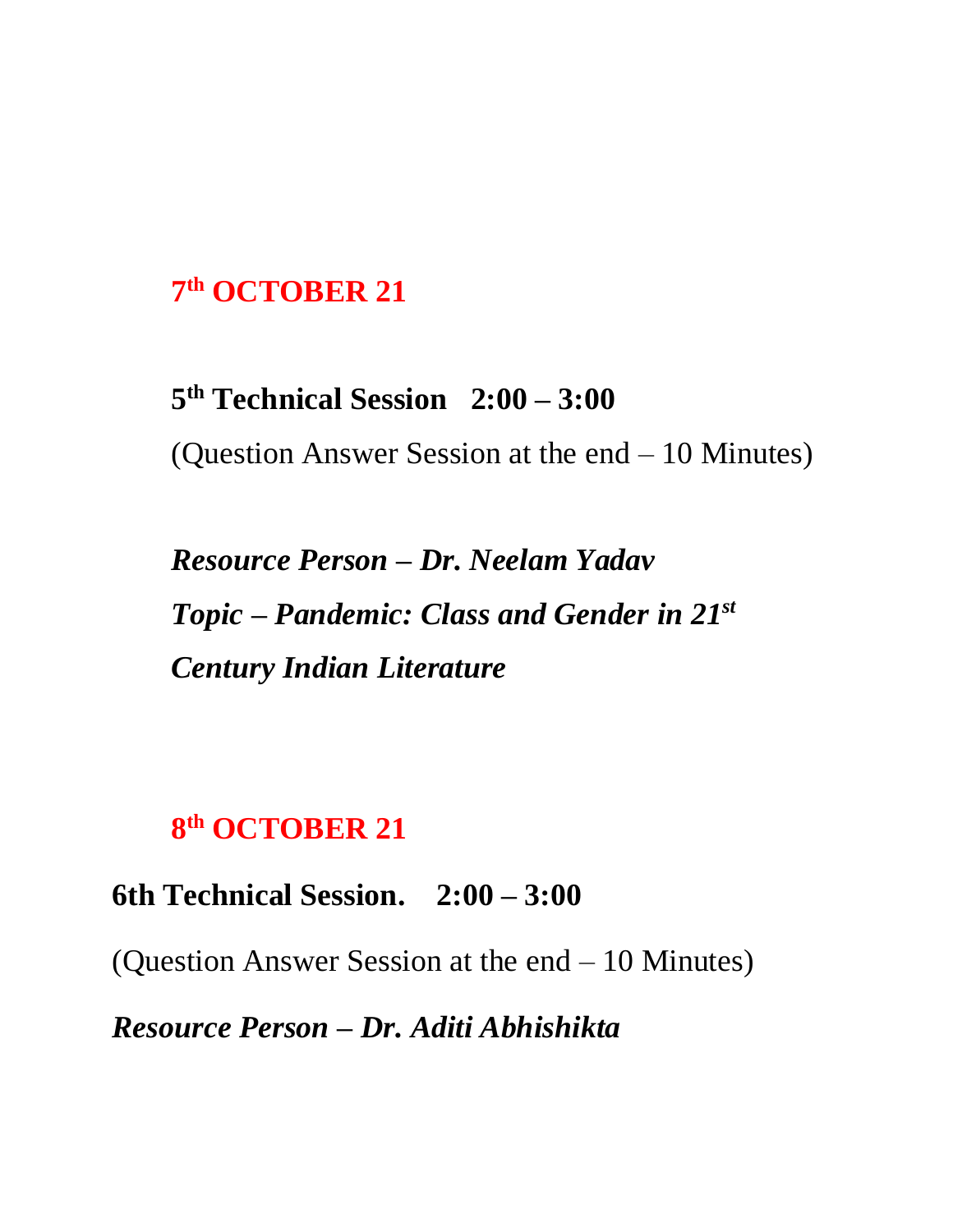## 7th OCTOBER 21

**5th Technical Session   2:00 – 3:00**

(Question Answer Session at the end – 10 Minutes)

***Resource Person – Dr. Neelam Yadav***
***Topic – Pandemic: Class and Gender in 21st Century Indian Literature***

## 8th OCTOBER 21

**6th Technical Session.   2:00 – 3:00**

(Question Answer Session at the end – 10 Minutes)

***Resource Person – Dr. Aditi Abhishikta***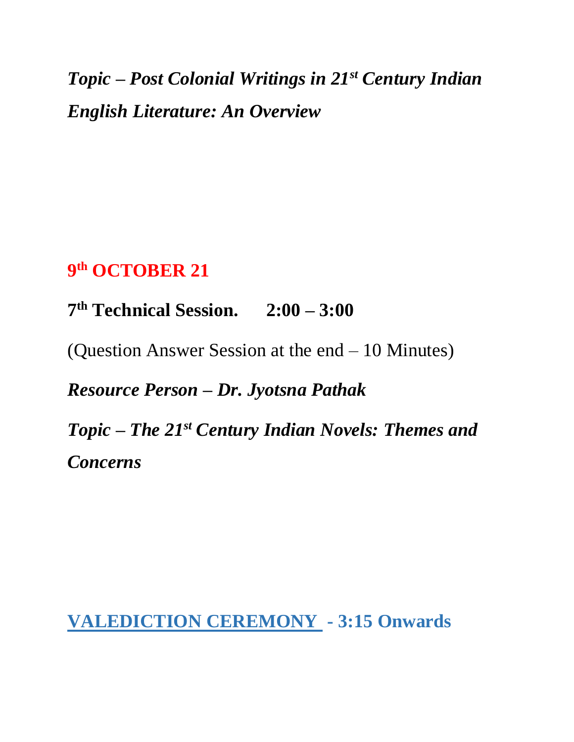***Topic – Post Colonial Writings in 21st Century Indian English Literature: An Overview***

## 9th OCTOBER 21

**7th Technical Session.      2:00 – 3:00**

(Question Answer Session at the end – 10 Minutes)

***Resource Person – Dr. Jyotsna Pathak***

***Topic – The 21st Century Indian Novels: Themes and Concerns***

## VALEDICTION CEREMONY - 3:15 Onwards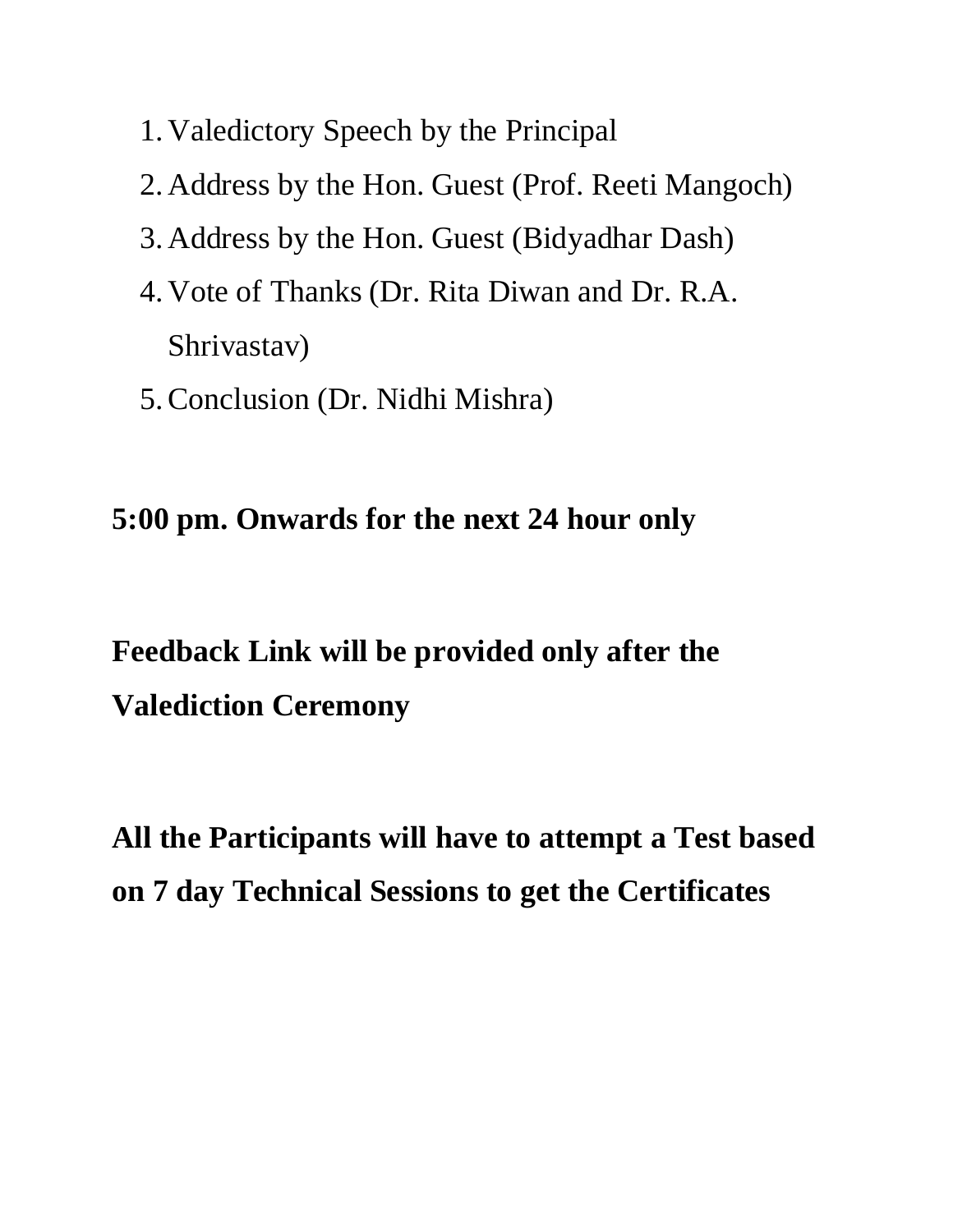1. Valedictory Speech by the Principal
2. Address by the Hon. Guest (Prof. Reeti Mangoch)
3. Address by the Hon. Guest (Bidyadhar Dash)
4. Vote of Thanks (Dr. Rita Diwan and Dr. R.A. Shrivastav)
5. Conclusion (Dr. Nidhi Mishra)

**5:00 pm. Onwards for the next 24 hour only**

**Feedback Link will be provided only after the Valediction Ceremony**

**All the Participants will have to attempt a Test based on 7 day Technical Sessions to get the Certificates**